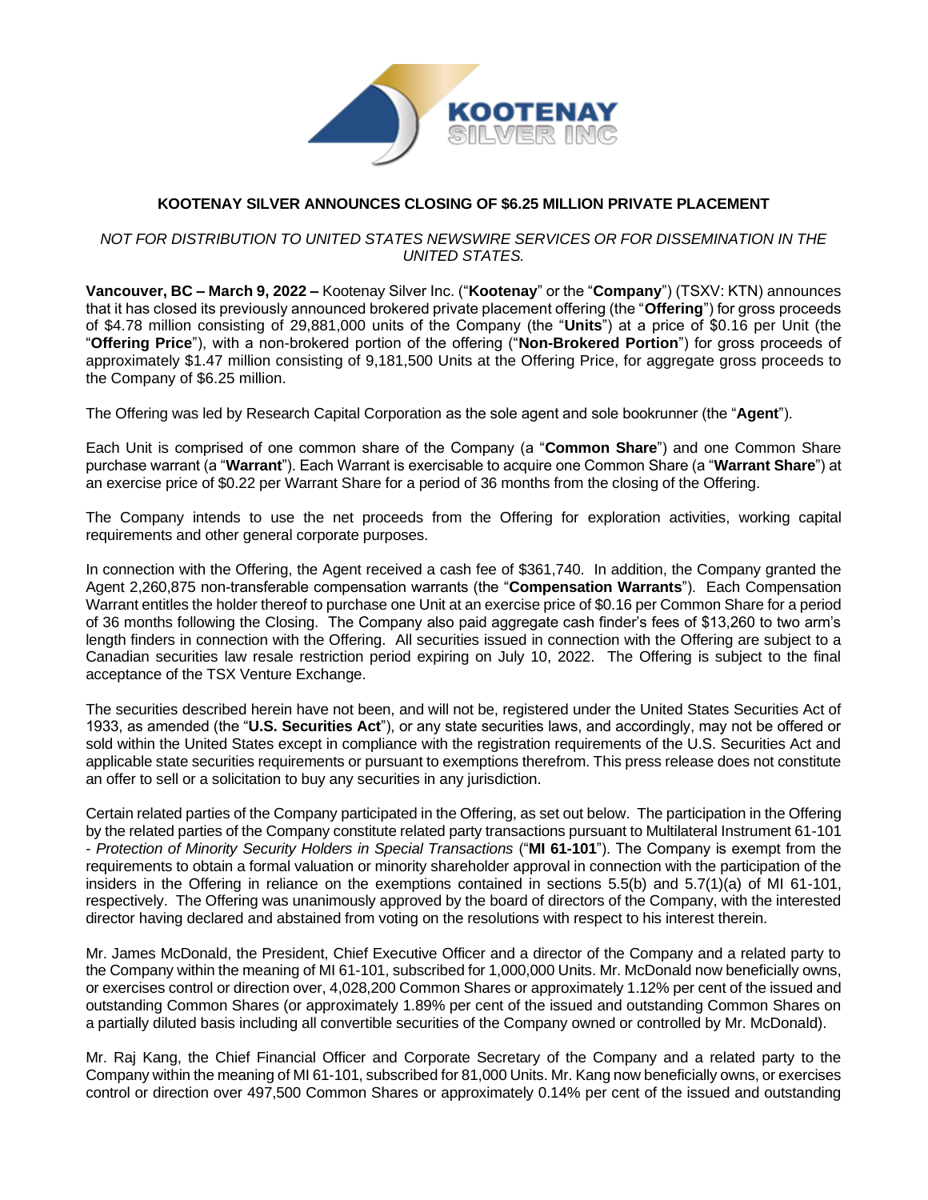# KOOTENAY SILVER ANNOUNCES CLOSING OF $6.25 MILLION PRIVATE PLACEMENT

*NOT FOR DISTRIBUTION TO UNITED STATES NEWSWIRE SERVICES OR FOR DISSEMINATION IN THE UNITED STATES.*

**Vancouver, BC – March 9, 2022 –** Kootenay Silver Inc. ("**Kootenay**" or the "**Company**") (TSXV: KTN) announces that it has closed its previously announced brokered private placement offering (the "**Offering**") for gross proceeds of $4.78 million consisting of 29,881,000 units of the Company (the "**Units**") at a price of $0.16 per Unit (the "**Offering Price**"), with a non-brokered portion of the offering ("**Non-Brokered Portion**") for gross proceeds of approximately $1.47 million consisting of 9,181,500 Units at the Offering Price, for aggregate gross proceeds to the Company of $6.25 million.

The Offering was led by Research Capital Corporation as the sole agent and sole bookrunner (the "**Agent**").

Each Unit is comprised of one common share of the Company (a "**Common Share**") and one Common Share purchase warrant (a "**Warrant**"). Each Warrant is exercisable to acquire one Common Share (a "**Warrant Share**") at an exercise price of $0.22 per Warrant Share for a period of 36 months from the closing of the Offering.

The Company intends to use the net proceeds from the Offering for exploration activities, working capital requirements and other general corporate purposes.

In connection with the Offering, the Agent received a cash fee of $361,740. In addition, the Company granted the Agent 2,260,875 non-transferable compensation warrants (the "**Compensation Warrants**"). Each Compensation Warrant entitles the holder thereof to purchase one Unit at an exercise price of $0.16 per Common Share for a period of 36 months following the Closing. The Company also paid aggregate cash finder's fees of $13,260 to two arm's length finders in connection with the Offering. All securities issued in connection with the Offering are subject to a Canadian securities law resale restriction period expiring on July 10, 2022. The Offering is subject to the final acceptance of the TSX Venture Exchange.

The securities described herein have not been, and will not be, registered under the United States Securities Act of 1933, as amended (the "**U.S. Securities Act**"), or any state securities laws, and accordingly, may not be offered or sold within the United States except in compliance with the registration requirements of the U.S. Securities Act and applicable state securities requirements or pursuant to exemptions therefrom. This press release does not constitute an offer to sell or a solicitation to buy any securities in any jurisdiction.

Certain related parties of the Company participated in the Offering, as set out below. The participation in the Offering by the related parties of the Company constitute related party transactions pursuant to Multilateral Instrument 61-101 - *Protection of Minority Security Holders in Special Transactions* ("**MI 61-101**"). The Company is exempt from the requirements to obtain a formal valuation or minority shareholder approval in connection with the participation of the insiders in the Offering in reliance on the exemptions contained in sections 5.5(b) and 5.7(1)(a) of MI 61-101, respectively. The Offering was unanimously approved by the board of directors of the Company, with the interested director having declared and abstained from voting on the resolutions with respect to his interest therein.

Mr. James McDonald, the President, Chief Executive Officer and a director of the Company and a related party to the Company within the meaning of MI 61-101, subscribed for 1,000,000 Units. Mr. McDonald now beneficially owns, or exercises control or direction over, 4,028,200 Common Shares or approximately 1.12% per cent of the issued and outstanding Common Shares (or approximately 1.89% per cent of the issued and outstanding Common Shares on a partially diluted basis including all convertible securities of the Company owned or controlled by Mr. McDonald).

Mr. Raj Kang, the Chief Financial Officer and Corporate Secretary of the Company and a related party to the Company within the meaning of MI 61-101, subscribed for 81,000 Units. Mr. Kang now beneficially owns, or exercises control or direction over 497,500 Common Shares or approximately 0.14% per cent of the issued and outstanding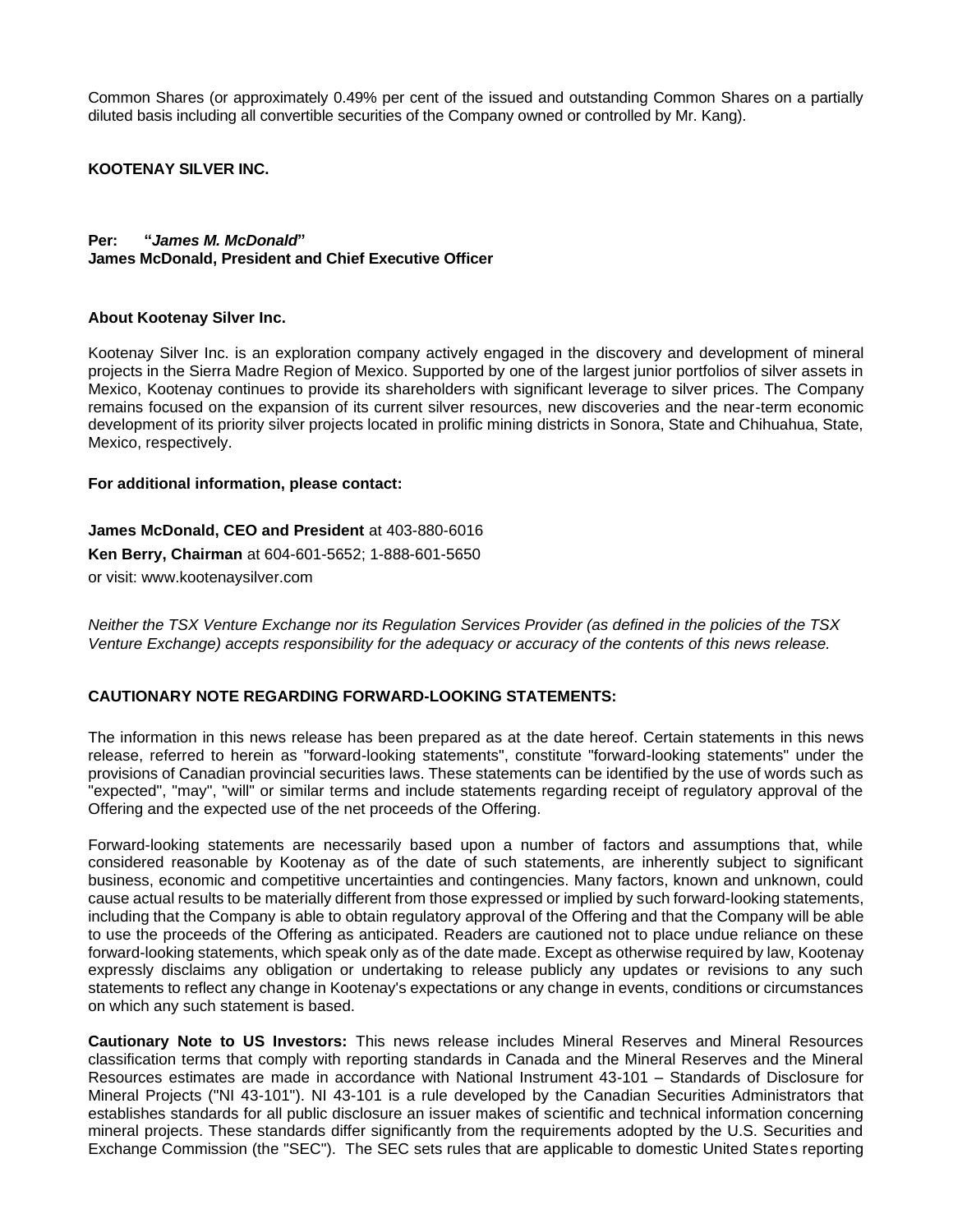Common Shares (or approximately 0.49% per cent of the issued and outstanding Common Shares on a partially diluted basis including all convertible securities of the Company owned or controlled by Mr. Kang).

**KOOTENAY SILVER INC.**

**Per: "*James M. McDonald*"**
**James McDonald, President and Chief Executive Officer**

**About Kootenay Silver Inc.**

Kootenay Silver Inc. is an exploration company actively engaged in the discovery and development of mineral projects in the Sierra Madre Region of Mexico. Supported by one of the largest junior portfolios of silver assets in Mexico, Kootenay continues to provide its shareholders with significant leverage to silver prices. The Company remains focused on the expansion of its current silver resources, new discoveries and the near-term economic development of its priority silver projects located in prolific mining districts in Sonora, State and Chihuahua, State, Mexico, respectively.

**For additional information, please contact:**

**James McDonald, CEO and President** at 403-880-6016
**Ken Berry, Chairman** at 604-601-5652; 1-888-601-5650
or visit: www.kootenaysilver.com

*Neither the TSX Venture Exchange nor its Regulation Services Provider (as defined in the policies of the TSX Venture Exchange) accepts responsibility for the adequacy or accuracy of the contents of this news release.*

**CAUTIONARY NOTE REGARDING FORWARD-LOOKING STATEMENTS:**

The information in this news release has been prepared as at the date hereof. Certain statements in this news release, referred to herein as "forward-looking statements", constitute "forward-looking statements" under the provisions of Canadian provincial securities laws. These statements can be identified by the use of words such as "expected", "may", "will" or similar terms and include statements regarding receipt of regulatory approval of the Offering and the expected use of the net proceeds of the Offering.

Forward-looking statements are necessarily based upon a number of factors and assumptions that, while considered reasonable by Kootenay as of the date of such statements, are inherently subject to significant business, economic and competitive uncertainties and contingencies. Many factors, known and unknown, could cause actual results to be materially different from those expressed or implied by such forward-looking statements, including that the Company is able to obtain regulatory approval of the Offering and that the Company will be able to use the proceeds of the Offering as anticipated. Readers are cautioned not to place undue reliance on these forward-looking statements, which speak only as of the date made. Except as otherwise required by law, Kootenay expressly disclaims any obligation or undertaking to release publicly any updates or revisions to any such statements to reflect any change in Kootenay's expectations or any change in events, conditions or circumstances on which any such statement is based.

**Cautionary Note to US Investors:** This news release includes Mineral Reserves and Mineral Resources classification terms that comply with reporting standards in Canada and the Mineral Reserves and the Mineral Resources estimates are made in accordance with National Instrument 43-101 – Standards of Disclosure for Mineral Projects ("NI 43-101"). NI 43-101 is a rule developed by the Canadian Securities Administrators that establishes standards for all public disclosure an issuer makes of scientific and technical information concerning mineral projects. These standards differ significantly from the requirements adopted by the U.S. Securities and Exchange Commission (the "SEC"). The SEC sets rules that are applicable to domestic United States reporting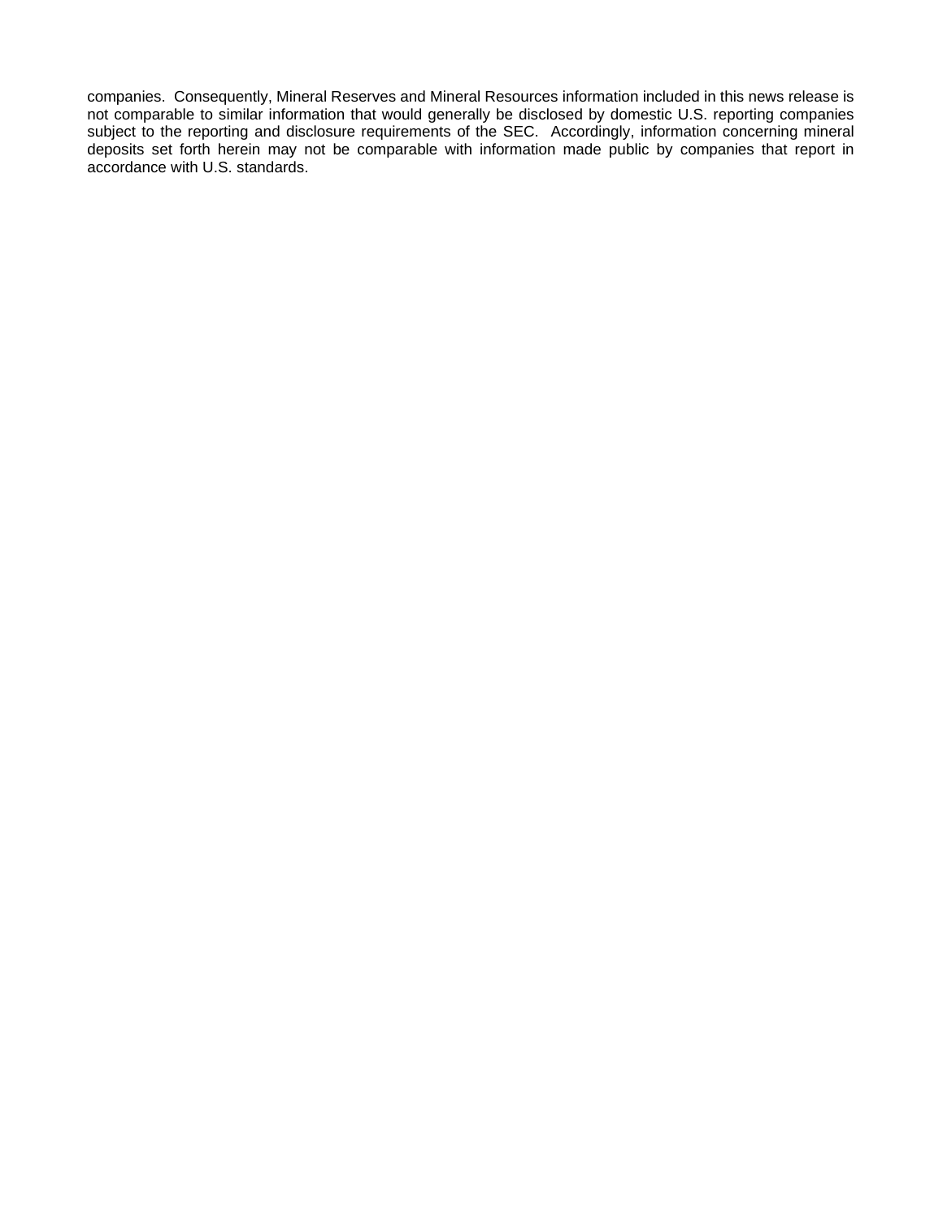companies. Consequently, Mineral Reserves and Mineral Resources information included in this news release is not comparable to similar information that would generally be disclosed by domestic U.S. reporting companies subject to the reporting and disclosure requirements of the SEC. Accordingly, information concerning mineral deposits set forth herein may not be comparable with information made public by companies that report in accordance with U.S. standards.